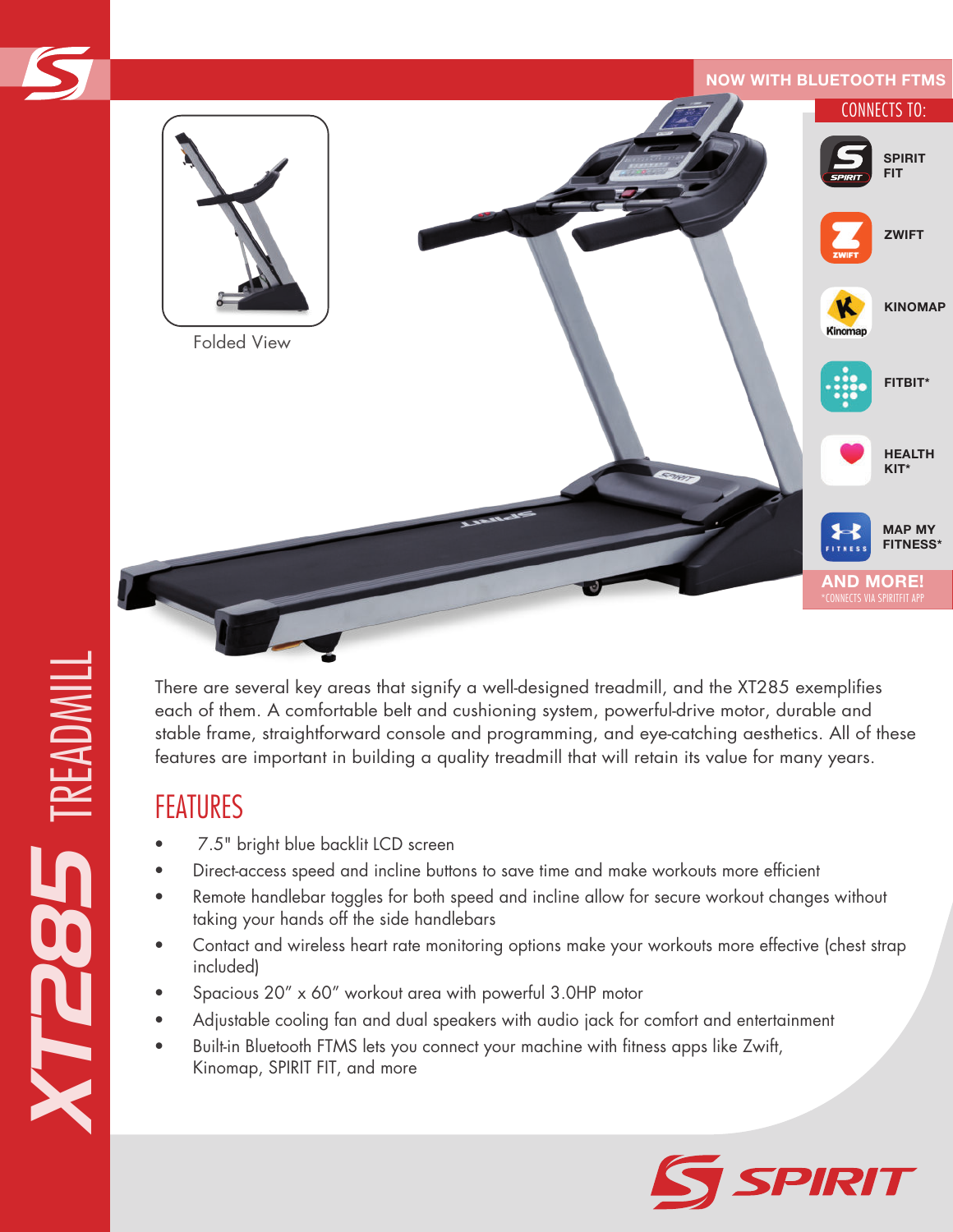# XT285 TREADMILL

NOW WITH BLUETOOTH FTMS

CONNECTS TO:

- SPIRIT FIT
- ZWIFT
- KINOMAP
- FITBIT*
- HEALTH KIT*
- MAP MY FITNESS*

AND MORE!
*CONNECTS VIA SPIRITFIT APP

Folded View

There are several key areas that signify a well-designed treadmill, and the XT285 exemplifies each of them. A comfortable belt and cushioning system, powerful-drive motor, durable and stable frame, straightforward console and programming, and eye-catching aesthetics. All of these features are important in building a quality treadmill that will retain its value for many years.

## FEATURES

- 7.5" bright blue backlit LCD screen
- Direct-access speed and incline buttons to save time and make workouts more efficient
- Remote handlebar toggles for both speed and incline allow for secure workout changes without taking your hands off the side handlebars
- Contact and wireless heart rate monitoring options make your workouts more effective (chest strap included)
- Spacious 20" x 60" workout area with powerful 3.0HP motor
- Adjustable cooling fan and dual speakers with audio jack for comfort and entertainment
- Built-in Bluetooth FTMS lets you connect your machine with fitness apps like Zwift, Kinomap, SPIRIT FIT, and more

SPIRIT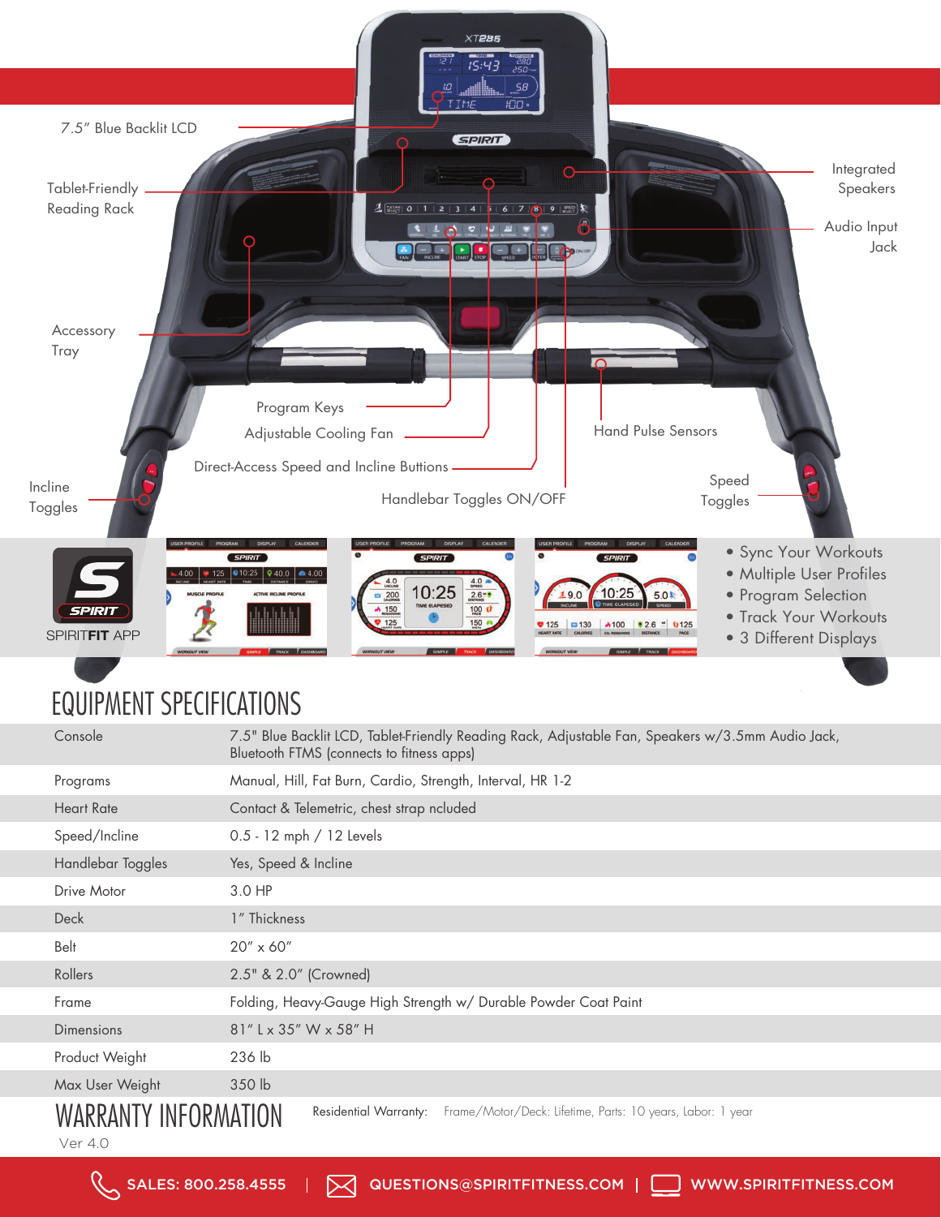7.5" Blue Backlit LCD

Tablet-Friendly Reading Rack

Accessory Tray

Integrated Speakers

Audio Input Jack

Program Keys

Adjustable Cooling Fan

Direct-Access Speed and Incline Buttions

Hand Pulse Sensors

Handlebar Toggles ON/OFF

Incline Toggles

Speed Toggles

SPIRITFIT APP

- Sync Your Workouts
- Multiple User Profiles
- Program Selection
- Track Your Workouts
- 3 Different Displays

# EQUIPMENT SPECIFICATIONS

| | |
|---|---|
| Console | 7.5" Blue Backlit LCD, Tablet-Friendly Reading Rack, Adjustable Fan, Speakers w/3.5mm Audio Jack, Bluetooth FTMS (connects to fitness apps) |
| Programs | Manual, Hill, Fat Burn, Cardio, Strength, Interval, HR 1-2 |
| Heart Rate | Contact & Telemetric, chest strap ncluded |
| Speed/Incline | 0.5 - 12 mph / 12 Levels |
| Handlebar Toggles | Yes, Speed & Incline |
| Drive Motor | 3.0 HP |
| Deck | 1" Thickness |
| Belt | 20" x 60" |
| Rollers | 2.5" & 2.0" (Crowned) |
| Frame | Folding, Heavy-Gauge High Strength w/ Durable Powder Coat Paint |
| Dimensions | 81" L x 35" W x 58" H |
| Product Weight | 236 lb |
| Max User Weight | 350 lb |

# WARRANTY INFORMATION

Residential Warranty: Frame/Motor/Deck: Lifetime, Parts: 10 years, Labor: 1 year

Ver 4.0

SALES: 800.258.4555 | QUESTIONS@SPIRITFITNESS.COM | WWW.SPIRITFITNESS.COM